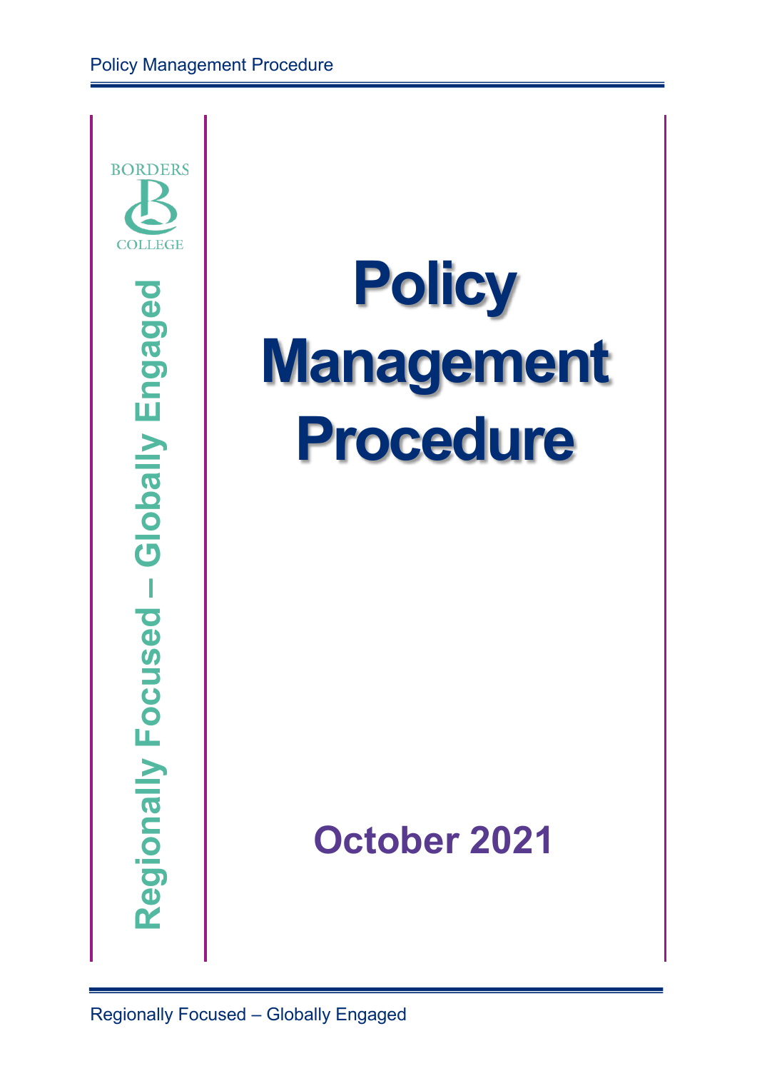BORDERS COLLEGE

Regionally Focused – Globally Engaged

# Policy Management Procedure

## October 2021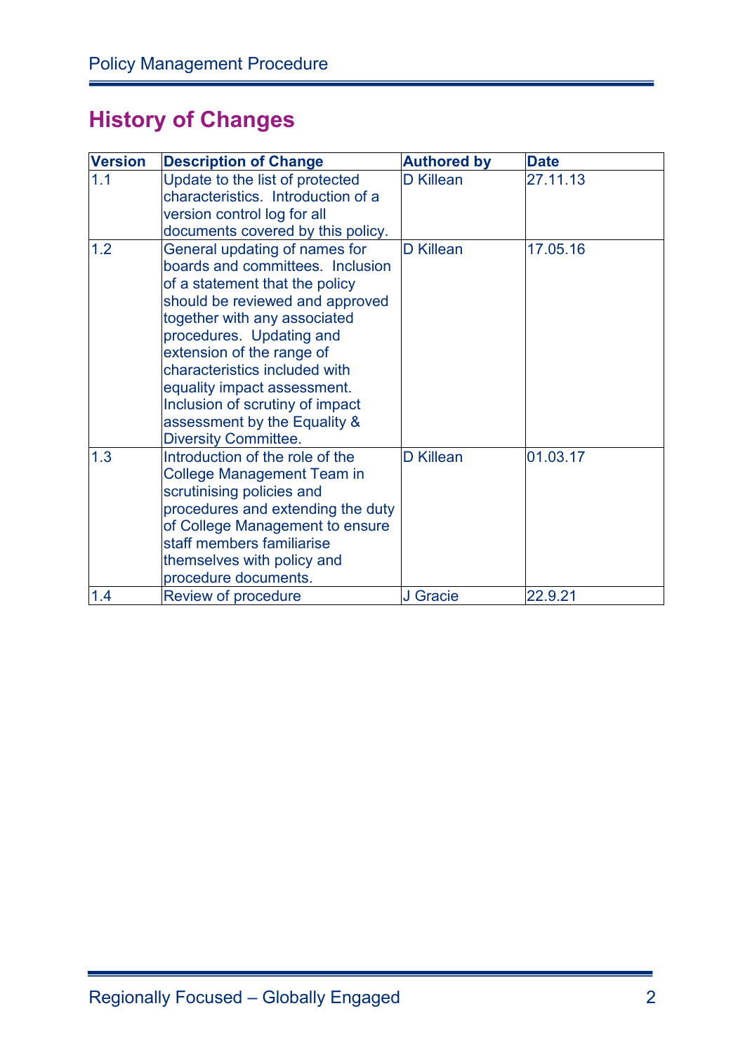## History of Changes

| Version | Description of Change | Authored by | Date |
|---|---|---|---|
| 1.1 | Update to the list of protected characteristics. Introduction of a version control log for all documents covered by this policy. | D Killean | 27.11.13 |
| 1.2 | General updating of names for boards and committees. Inclusion of a statement that the policy should be reviewed and approved together with any associated procedures. Updating and extension of the range of characteristics included with equality impact assessment. Inclusion of scrutiny of impact assessment by the Equality & Diversity Committee. | D Killean | 17.05.16 |
| 1.3 | Introduction of the role of the College Management Team in scrutinising policies and procedures and extending the duty of College Management to ensure staff members familiarise themselves with policy and procedure documents. | D Killean | 01.03.17 |
| 1.4 | Review of procedure | J Gracie | 22.9.21 |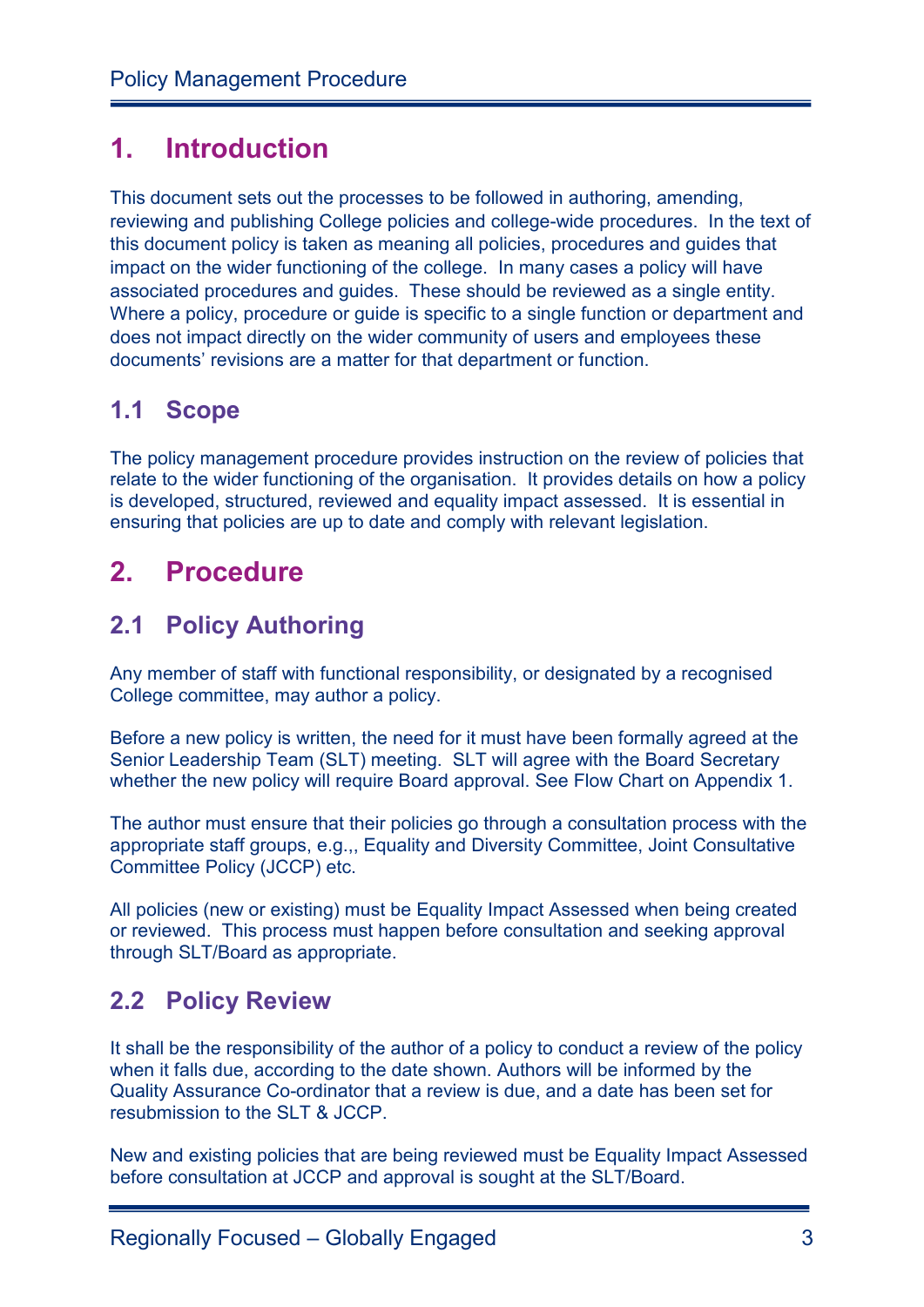# 1. Introduction

This document sets out the processes to be followed in authoring, amending, reviewing and publishing College policies and college-wide procedures. In the text of this document policy is taken as meaning all policies, procedures and guides that impact on the wider functioning of the college. In many cases a policy will have associated procedures and guides. These should be reviewed as a single entity. Where a policy, procedure or guide is specific to a single function or department and does not impact directly on the wider community of users and employees these documents' revisions are a matter for that department or function.

## 1.1 Scope

The policy management procedure provides instruction on the review of policies that relate to the wider functioning of the organisation. It provides details on how a policy is developed, structured, reviewed and equality impact assessed. It is essential in ensuring that policies are up to date and comply with relevant legislation.

# 2. Procedure

## 2.1 Policy Authoring

Any member of staff with functional responsibility, or designated by a recognised College committee, may author a policy.

Before a new policy is written, the need for it must have been formally agreed at the Senior Leadership Team (SLT) meeting. SLT will agree with the Board Secretary whether the new policy will require Board approval. See Flow Chart on Appendix 1.

The author must ensure that their policies go through a consultation process with the appropriate staff groups, e.g.,, Equality and Diversity Committee, Joint Consultative Committee Policy (JCCP) etc.

All policies (new or existing) must be Equality Impact Assessed when being created or reviewed. This process must happen before consultation and seeking approval through SLT/Board as appropriate.

## 2.2 Policy Review

It shall be the responsibility of the author of a policy to conduct a review of the policy when it falls due, according to the date shown. Authors will be informed by the Quality Assurance Co-ordinator that a review is due, and a date has been set for resubmission to the SLT & JCCP.

New and existing policies that are being reviewed must be Equality Impact Assessed before consultation at JCCP and approval is sought at the SLT/Board.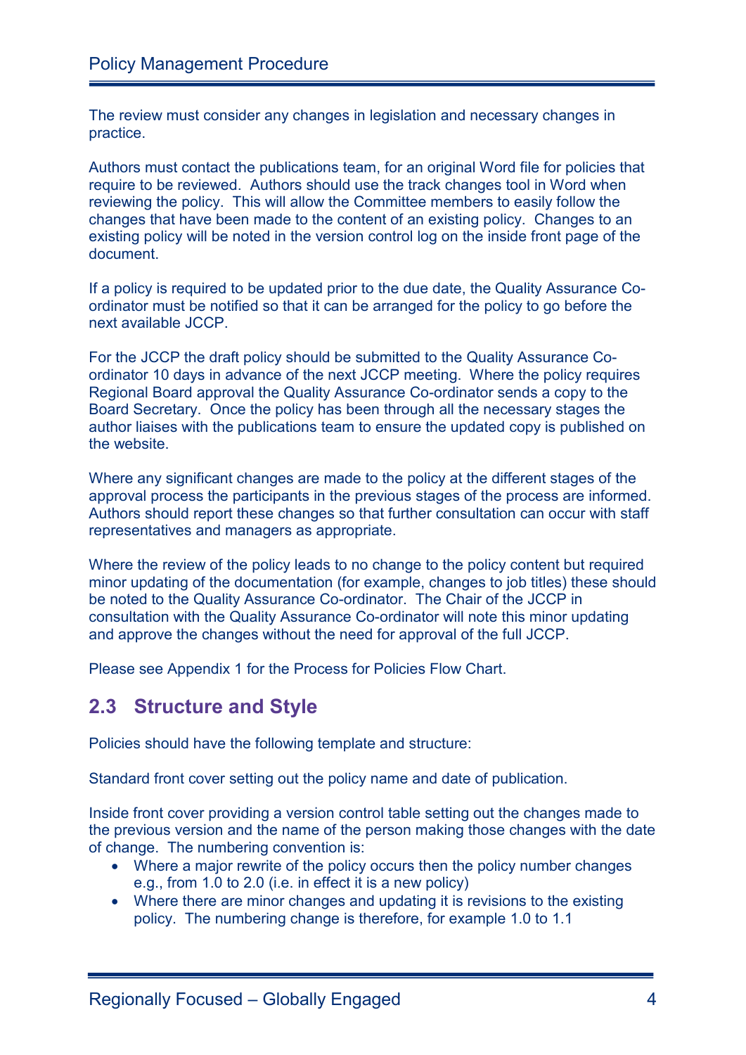The review must consider any changes in legislation and necessary changes in practice.

Authors must contact the publications team, for an original Word file for policies that require to be reviewed. Authors should use the track changes tool in Word when reviewing the policy. This will allow the Committee members to easily follow the changes that have been made to the content of an existing policy. Changes to an existing policy will be noted in the version control log on the inside front page of the document.

If a policy is required to be updated prior to the due date, the Quality Assurance Co-ordinator must be notified so that it can be arranged for the policy to go before the next available JCCP.

For the JCCP the draft policy should be submitted to the Quality Assurance Co-ordinator 10 days in advance of the next JCCP meeting. Where the policy requires Regional Board approval the Quality Assurance Co-ordinator sends a copy to the Board Secretary. Once the policy has been through all the necessary stages the author liaises with the publications team to ensure the updated copy is published on the website.

Where any significant changes are made to the policy at the different stages of the approval process the participants in the previous stages of the process are informed. Authors should report these changes so that further consultation can occur with staff representatives and managers as appropriate.

Where the review of the policy leads to no change to the policy content but required minor updating of the documentation (for example, changes to job titles) these should be noted to the Quality Assurance Co-ordinator. The Chair of the JCCP in consultation with the Quality Assurance Co-ordinator will note this minor updating and approve the changes without the need for approval of the full JCCP.

Please see Appendix 1 for the Process for Policies Flow Chart.

## 2.3 Structure and Style

Policies should have the following template and structure:

Standard front cover setting out the policy name and date of publication.

Inside front cover providing a version control table setting out the changes made to the previous version and the name of the person making those changes with the date of change. The numbering convention is:

- Where a major rewrite of the policy occurs then the policy number changes e.g., from 1.0 to 2.0 (i.e. in effect it is a new policy)
- Where there are minor changes and updating it is revisions to the existing policy. The numbering change is therefore, for example 1.0 to 1.1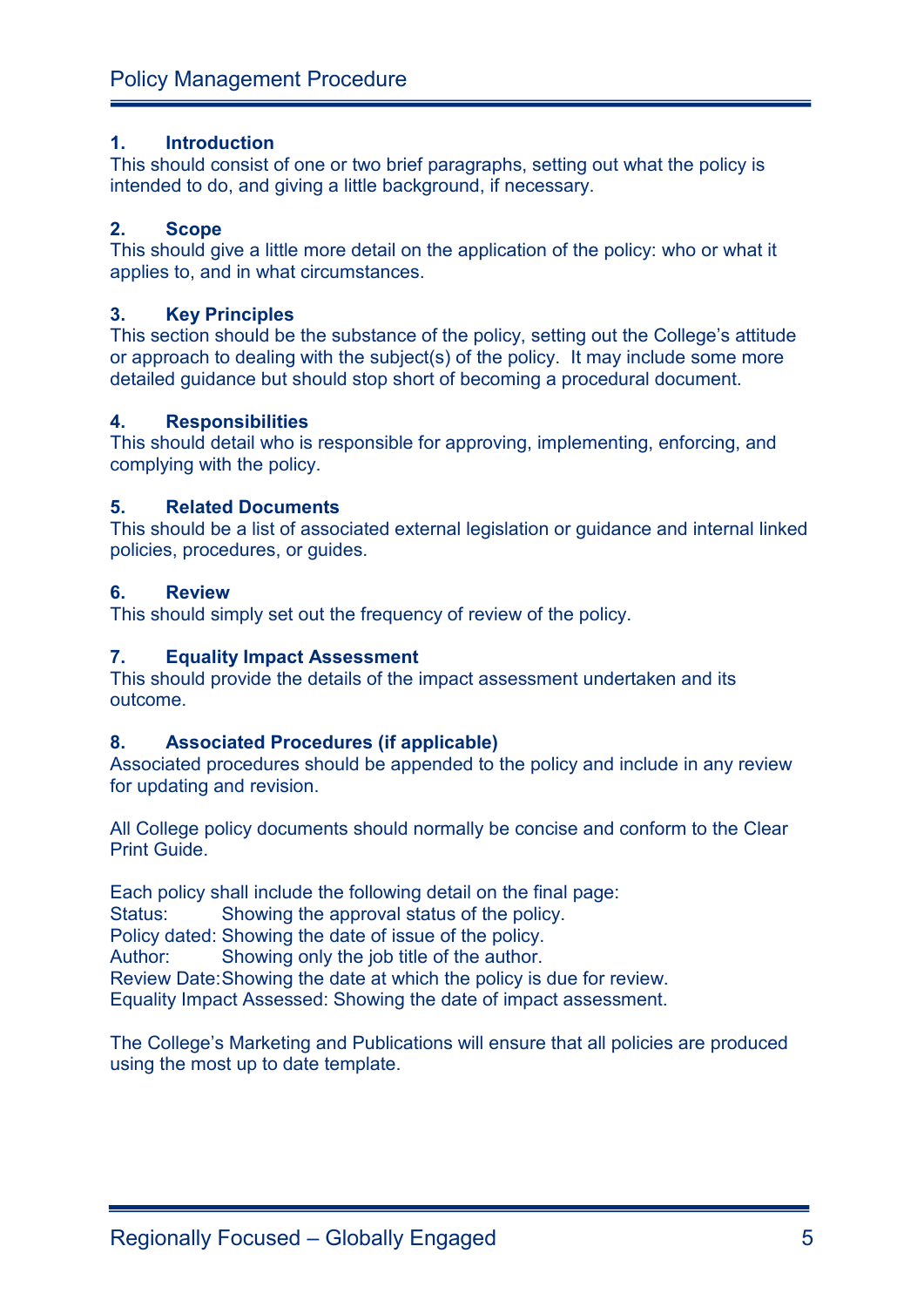### 1. Introduction

This should consist of one or two brief paragraphs, setting out what the policy is intended to do, and giving a little background, if necessary.

### 2. Scope

This should give a little more detail on the application of the policy: who or what it applies to, and in what circumstances.

### 3. Key Principles

This section should be the substance of the policy, setting out the College's attitude or approach to dealing with the subject(s) of the policy. It may include some more detailed guidance but should stop short of becoming a procedural document.

### 4. Responsibilities

This should detail who is responsible for approving, implementing, enforcing, and complying with the policy.

### 5. Related Documents

This should be a list of associated external legislation or guidance and internal linked policies, procedures, or guides.

### 6. Review

This should simply set out the frequency of review of the policy.

### 7. Equality Impact Assessment

This should provide the details of the impact assessment undertaken and its outcome.

### 8. Associated Procedures (if applicable)

Associated procedures should be appended to the policy and include in any review for updating and revision.

All College policy documents should normally be concise and conform to the Clear Print Guide.

Each policy shall include the following detail on the final page:
Status: Showing the approval status of the policy.
Policy dated: Showing the date of issue of the policy.
Author: Showing only the job title of the author.
Review Date: Showing the date at which the policy is due for review.
Equality Impact Assessed: Showing the date of impact assessment.

The College's Marketing and Publications will ensure that all policies are produced using the most up to date template.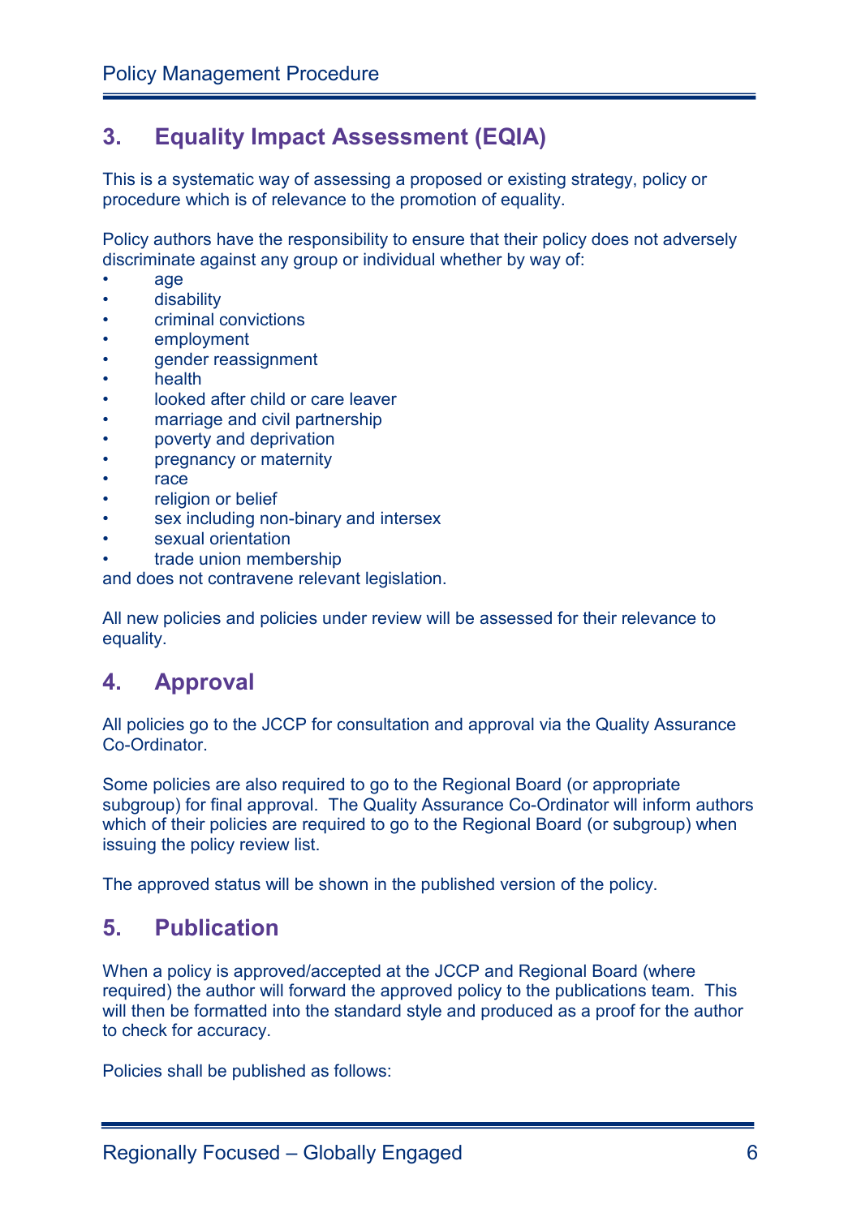## 3. Equality Impact Assessment (EQIA)

This is a systematic way of assessing a proposed or existing strategy, policy or procedure which is of relevance to the promotion of equality.

Policy authors have the responsibility to ensure that their policy does not adversely discriminate against any group or individual whether by way of:

- age
- disability
- criminal convictions
- employment
- gender reassignment
- health
- looked after child or care leaver
- marriage and civil partnership
- poverty and deprivation
- pregnancy or maternity
- race
- religion or belief
- sex including non-binary and intersex
- sexual orientation
- trade union membership

and does not contravene relevant legislation.

All new policies and policies under review will be assessed for their relevance to equality.

## 4. Approval

All policies go to the JCCP for consultation and approval via the Quality Assurance Co-Ordinator.

Some policies are also required to go to the Regional Board (or appropriate subgroup) for final approval. The Quality Assurance Co-Ordinator will inform authors which of their policies are required to go to the Regional Board (or subgroup) when issuing the policy review list.

The approved status will be shown in the published version of the policy.

## 5. Publication

When a policy is approved/accepted at the JCCP and Regional Board (where required) the author will forward the approved policy to the publications team. This will then be formatted into the standard style and produced as a proof for the author to check for accuracy.

Policies shall be published as follows: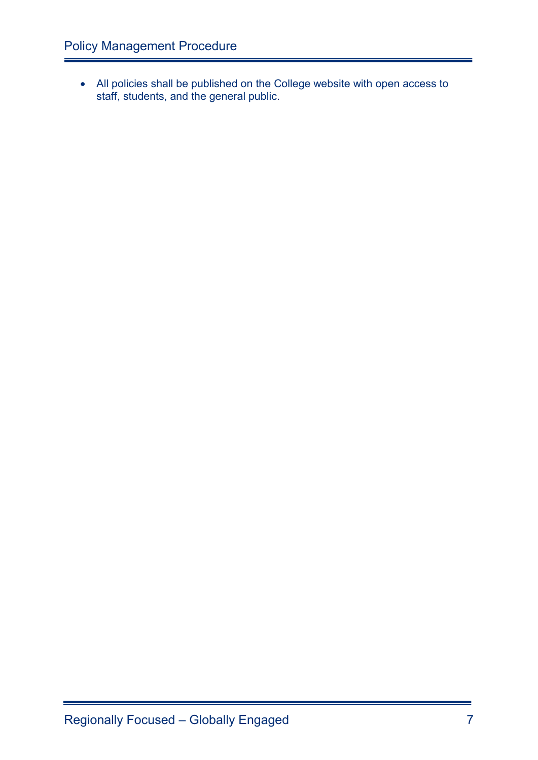- All policies shall be published on the College website with open access to staff, students, and the general public.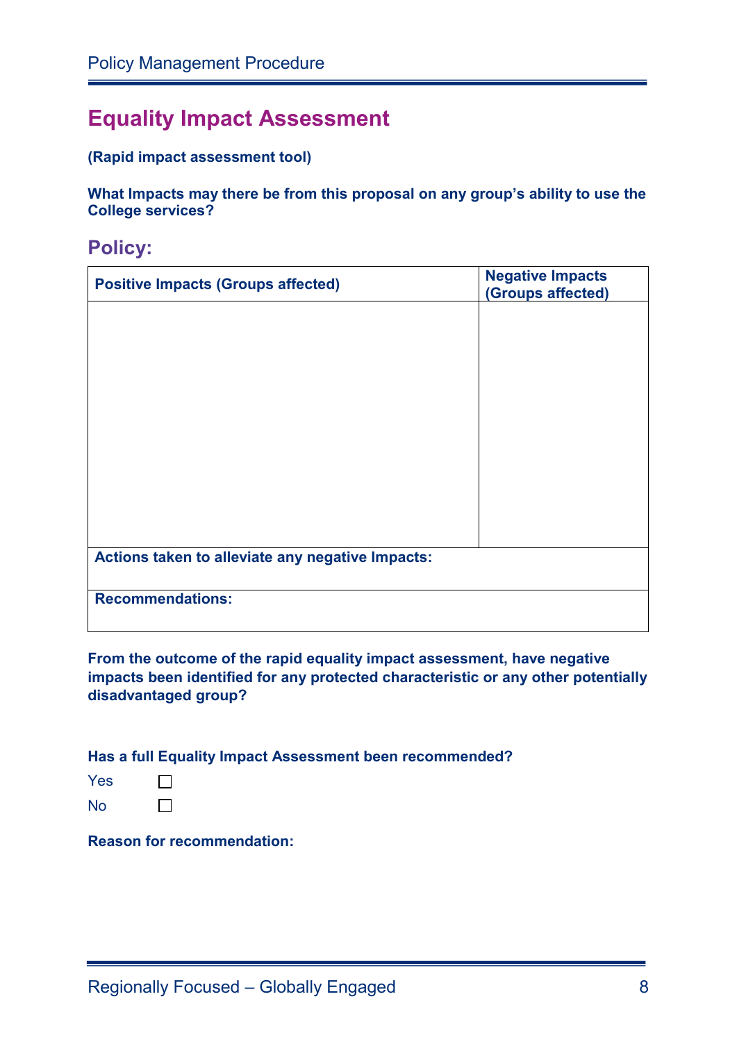## Equality Impact Assessment

**(Rapid impact assessment tool)**

**What Impacts may there be from this proposal on any group's ability to use the College services?**

### Policy:

| Positive Impacts (Groups affected) | Negative Impacts (Groups affected) |
|---|---|
| | |
| **Actions taken to alleviate any negative Impacts:** | |
| **Recommendations:** | |

**From the outcome of the rapid equality impact assessment, have negative impacts been identified for any protected characteristic or any other potentially disadvantaged group?**

**Has a full Equality Impact Assessment been recommended?**

Yes ☐

No ☐

**Reason for recommendation:**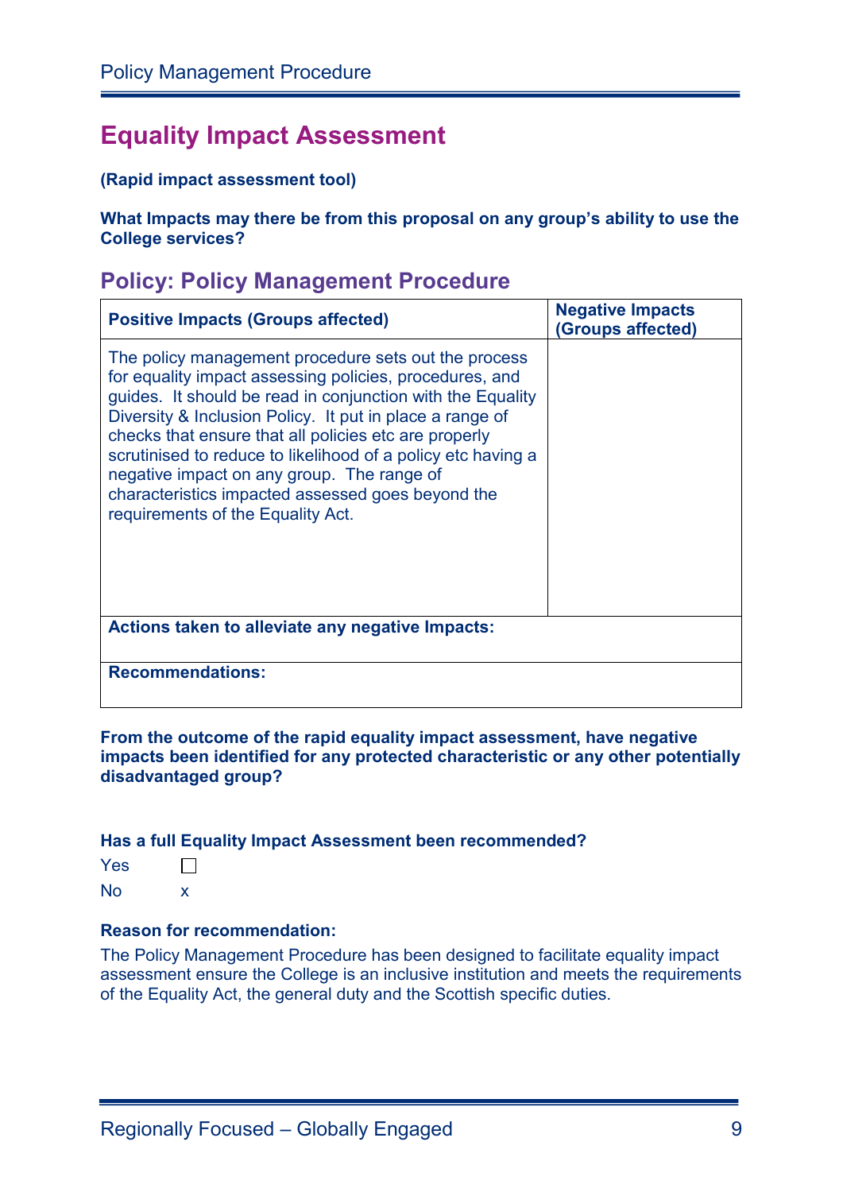# Equality Impact Assessment

**(Rapid impact assessment tool)**

**What Impacts may there be from this proposal on any group's ability to use the College services?**

## Policy: Policy Management Procedure

| Positive Impacts (Groups affected) | Negative Impacts (Groups affected) |
|---|---|
| The policy management procedure sets out the process for equality impact assessing policies, procedures, and guides. It should be read in conjunction with the Equality Diversity & Inclusion Policy. It put in place a range of checks that ensure that all policies etc are properly scrutinised to reduce to likelihood of a policy etc having a negative impact on any group. The range of characteristics impacted assessed goes beyond the requirements of the Equality Act. | |
| **Actions taken to alleviate any negative Impacts:** | |
| **Recommendations:** | |

**From the outcome of the rapid equality impact assessment, have negative impacts been identified for any protected characteristic or any other potentially disadvantaged group?**

**Has a full Equality Impact Assessment been recommended?**

Yes ☐

No x

**Reason for recommendation:**

The Policy Management Procedure has been designed to facilitate equality impact assessment ensure the College is an inclusive institution and meets the requirements of the Equality Act, the general duty and the Scottish specific duties.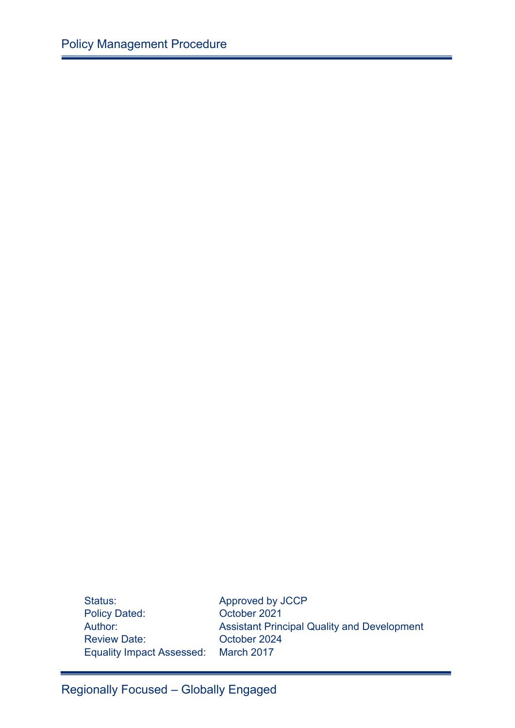| | |
|---|---|
| Status: | Approved by JCCP |
| Policy Dated: | October 2021 |
| Author: | Assistant Principal Quality and Development |
| Review Date: | October 2024 |
| Equality Impact Assessed: | March 2017 |